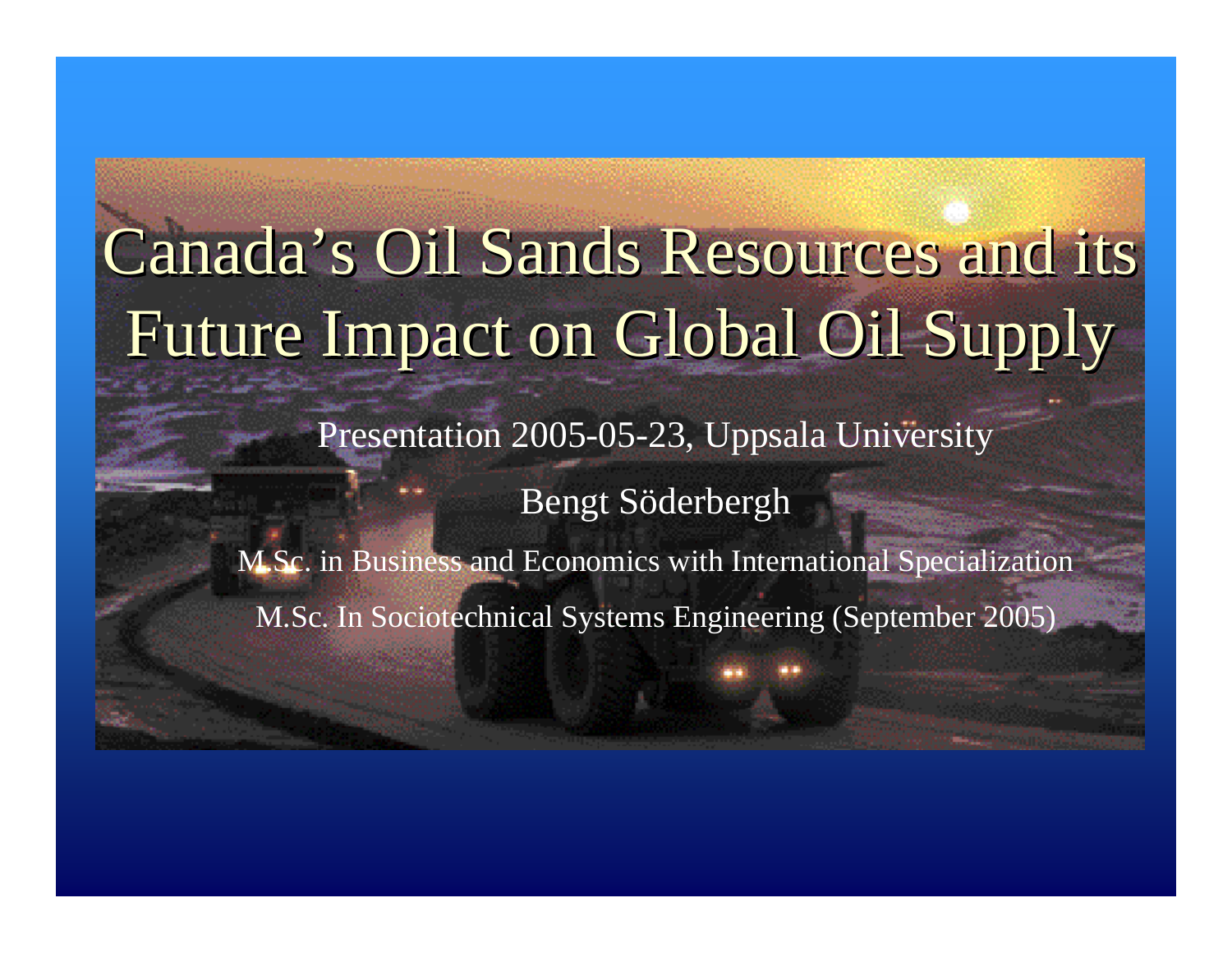# Canada's Oil Sands Resources and its Future Impact on Global Oil Supply

Presentation 2005-05-23, Uppsala University

Bengt Söderbergh

M.Sc. in Business and Economics with International Specialization

M.Sc. In Sociotechnical Systems Engineering (September 2005)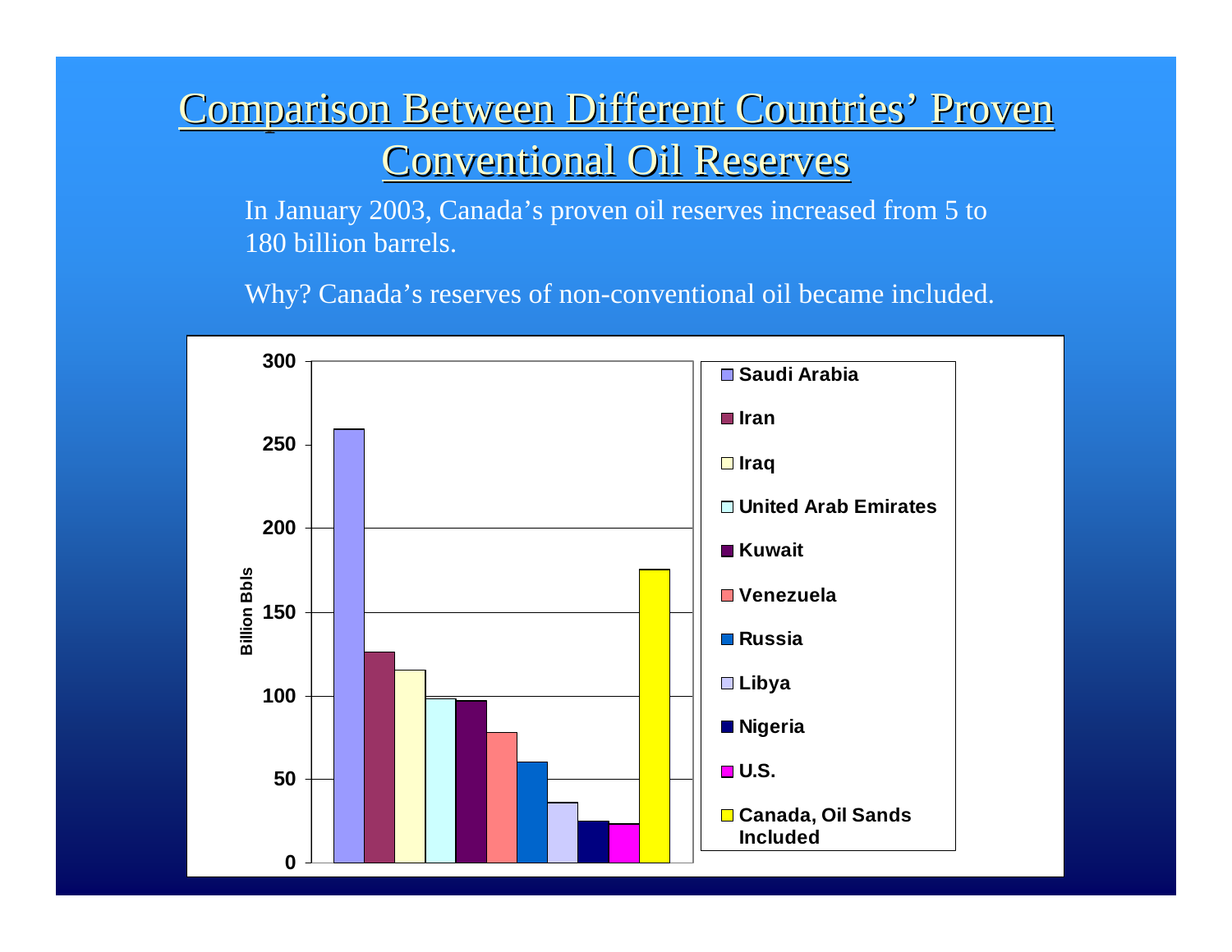# Comparison Between Different Countries' Proven Conventional Oil Reserves

In January 2003, Canada's proven oil reserves increased from 5 to 180 billion barrels.

Why? Canada's reserves of non-conventional oil became included.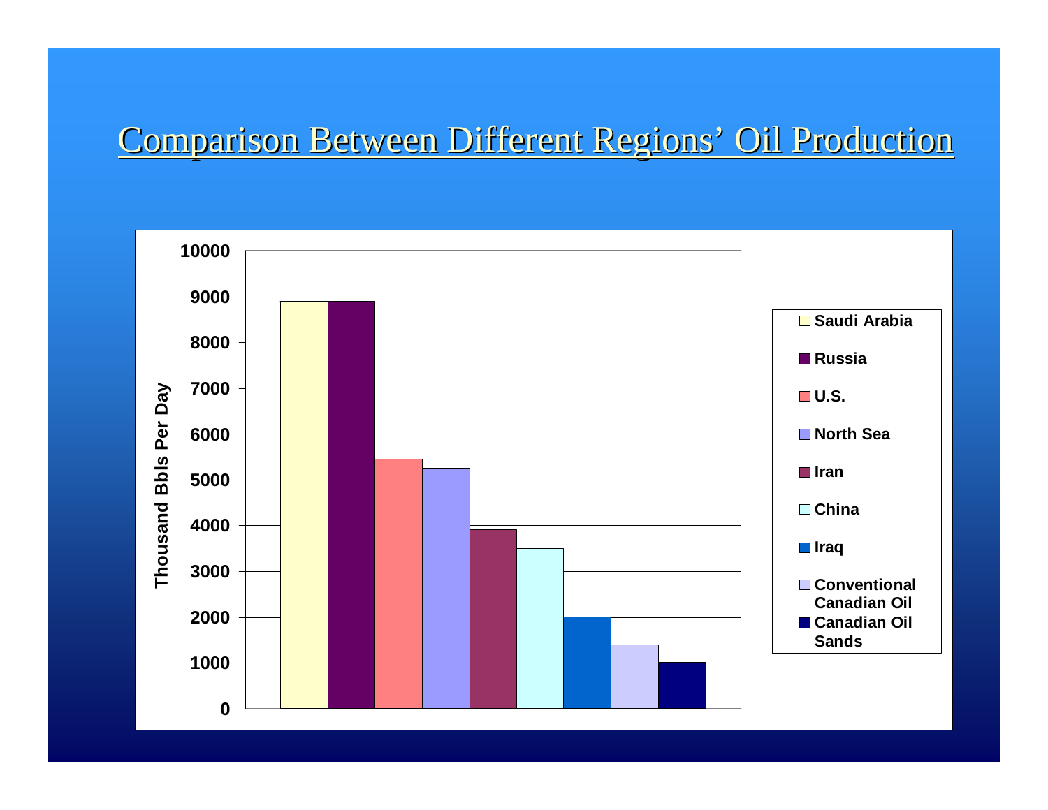# Comparison Between Different Regions' Oil Production

Thousand Bbls Per Day

10000
9000
8000
7000
6000
5000
4000
3000
2000
1000
0

- Saudi Arabia
- Russia
- U.S.
- North Sea
- Iran
- China
- Iraq
- Conventional Canadian Oil
- Canadian Oil Sands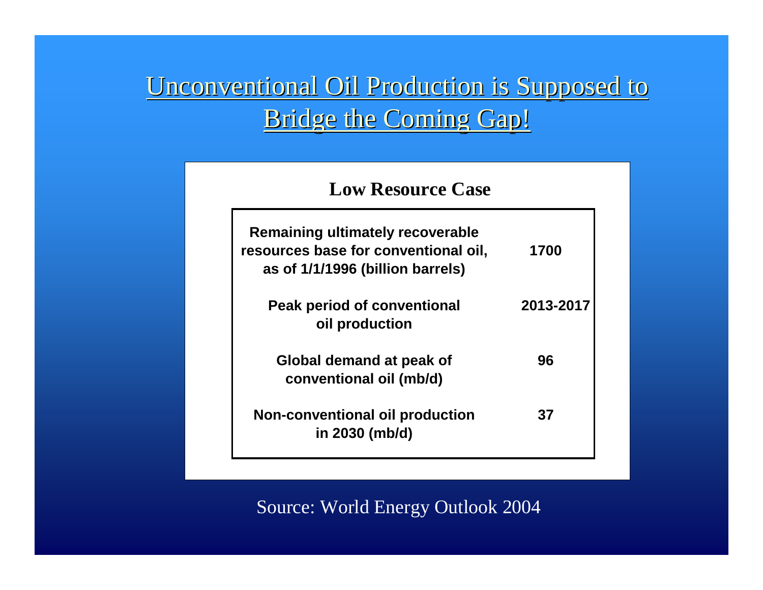# Unconventional Oil Production is Supposed to Bridge the Coming Gap!

**Low Resource Case**

| | |
|---|---|
| **Remaining ultimately recoverable resources base for conventional oil, as of 1/1/1996 (billion barrels)** | **1700** |
| **Peak period of conventional oil production** | **2013-2017** |
| **Global demand at peak of conventional oil (mb/d)** | **96** |
| **Non-conventional oil production in 2030 (mb/d)** | **37** |

Source: World Energy Outlook 2004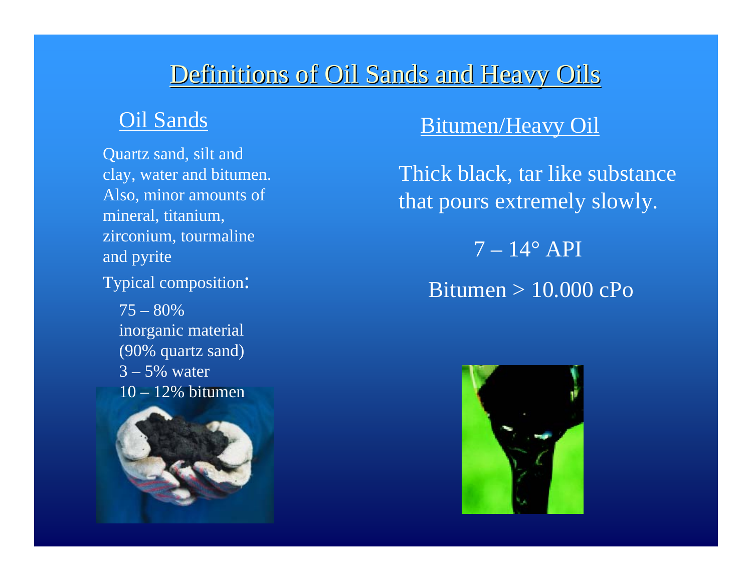# Definitions of Oil Sands and Heavy Oils

## Oil Sands

Quartz sand, silt and clay, water and bitumen. Also, minor amounts of mineral, titanium, zirconium, tourmaline and pyrite

Typical composition:

- 75 – 80% inorganic material (90% quartz sand)
- 3 – 5% water
- 10 – 12% bitumen

## Bitumen/Heavy Oil

Thick black, tar like substance that pours extremely slowly.

7 – 14° API

Bitumen > 10.000 cPo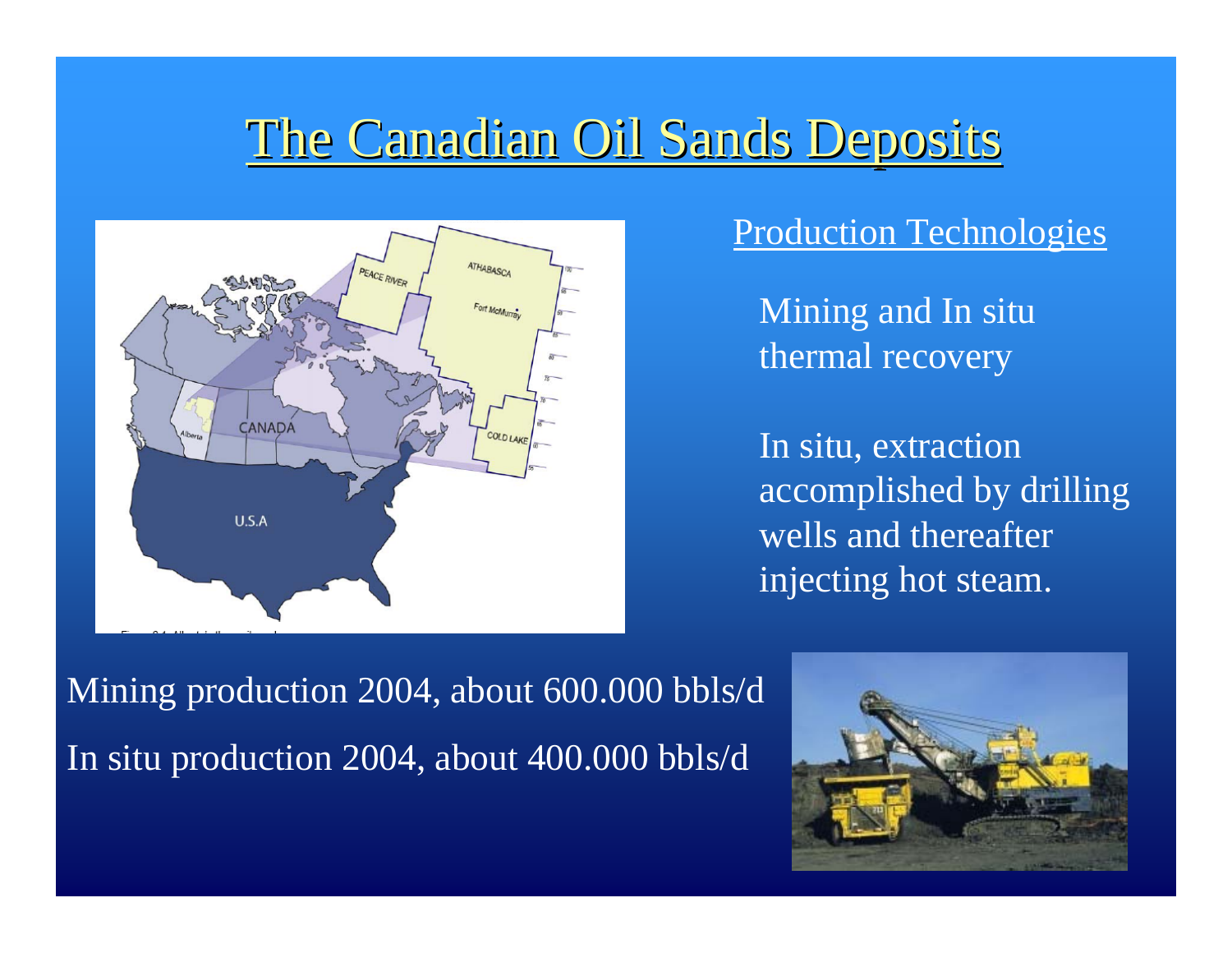# The Canadian Oil Sands Deposits

## Production Technologies

Mining and In situ thermal recovery

In situ, extraction accomplished by drilling wells and thereafter injecting hot steam.

Mining production 2004, about 600.000 bbls/d

In situ production 2004, about 400.000 bbls/d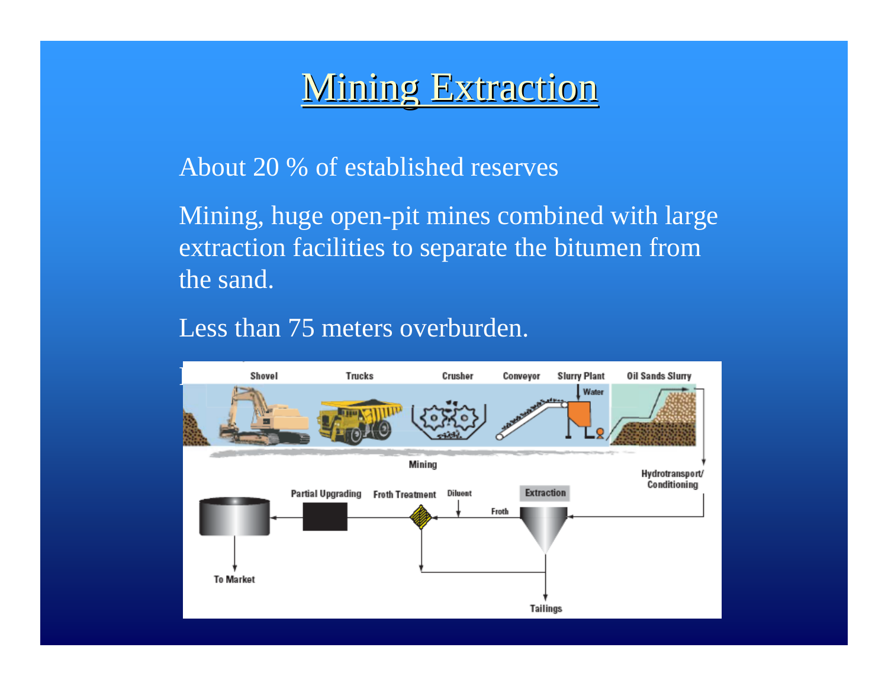# Mining Extraction

About 20 % of established reserves

Mining, huge open-pit mines combined with large extraction facilities to separate the bitumen from the sand.

Less than 75 meters overburden.

Shovel Trucks Crusher Conveyor Slurry Plant Oil Sands Slurry

Water

Mining

Hydrotransport/ Conditioning

Partial Upgrading Froth Treatment Diluent Extraction

Froth

To Market

Tailings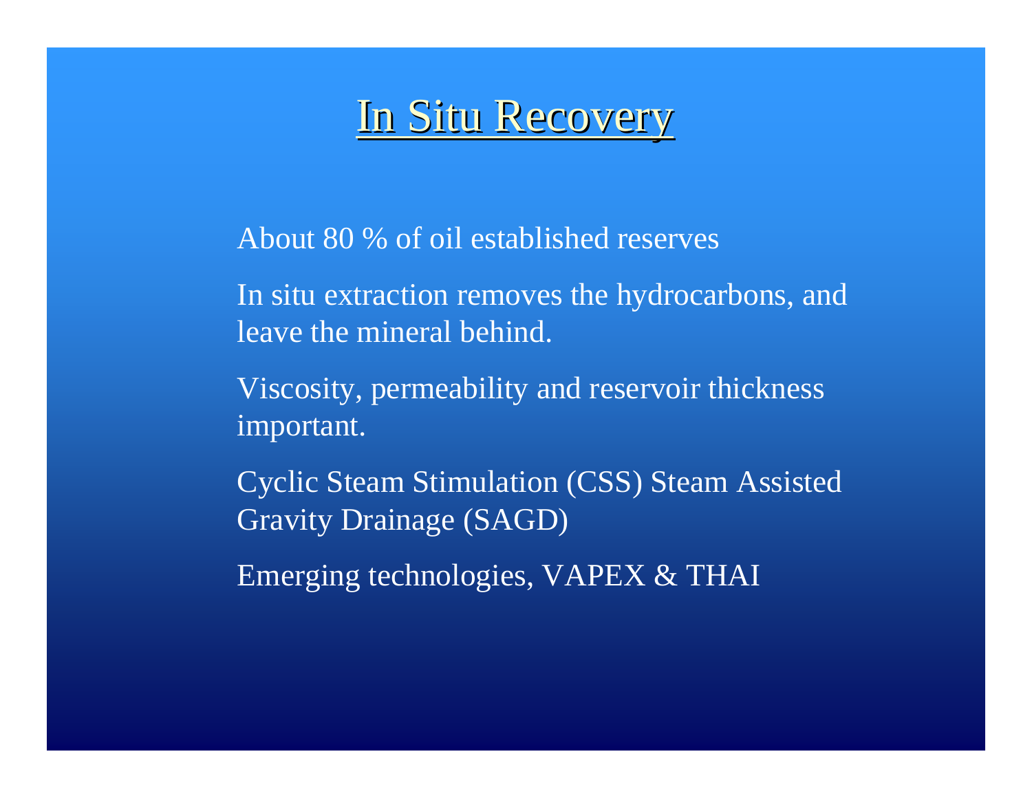# In Situ Recovery

About 80 % of oil established reserves

In situ extraction removes the hydrocarbons, and leave the mineral behind.

Viscosity, permeability and reservoir thickness important.

Cyclic Steam Stimulation (CSS) Steam Assisted Gravity Drainage (SAGD)

Emerging technologies, VAPEX & THAI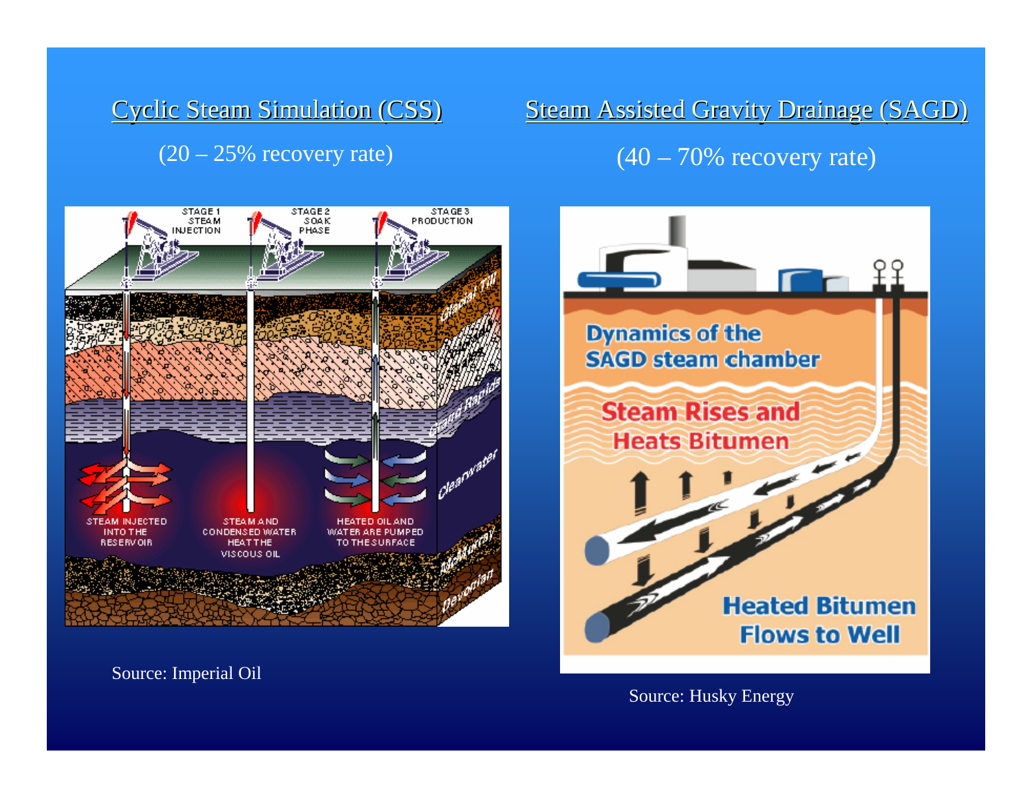## Cyclic Steam Simulation (CSS)

(20 – 25% recovery rate)

Source: Imperial Oil

## Steam Assisted Gravity Drainage (SAGD)

(40 – 70% recovery rate)

Source: Husky Energy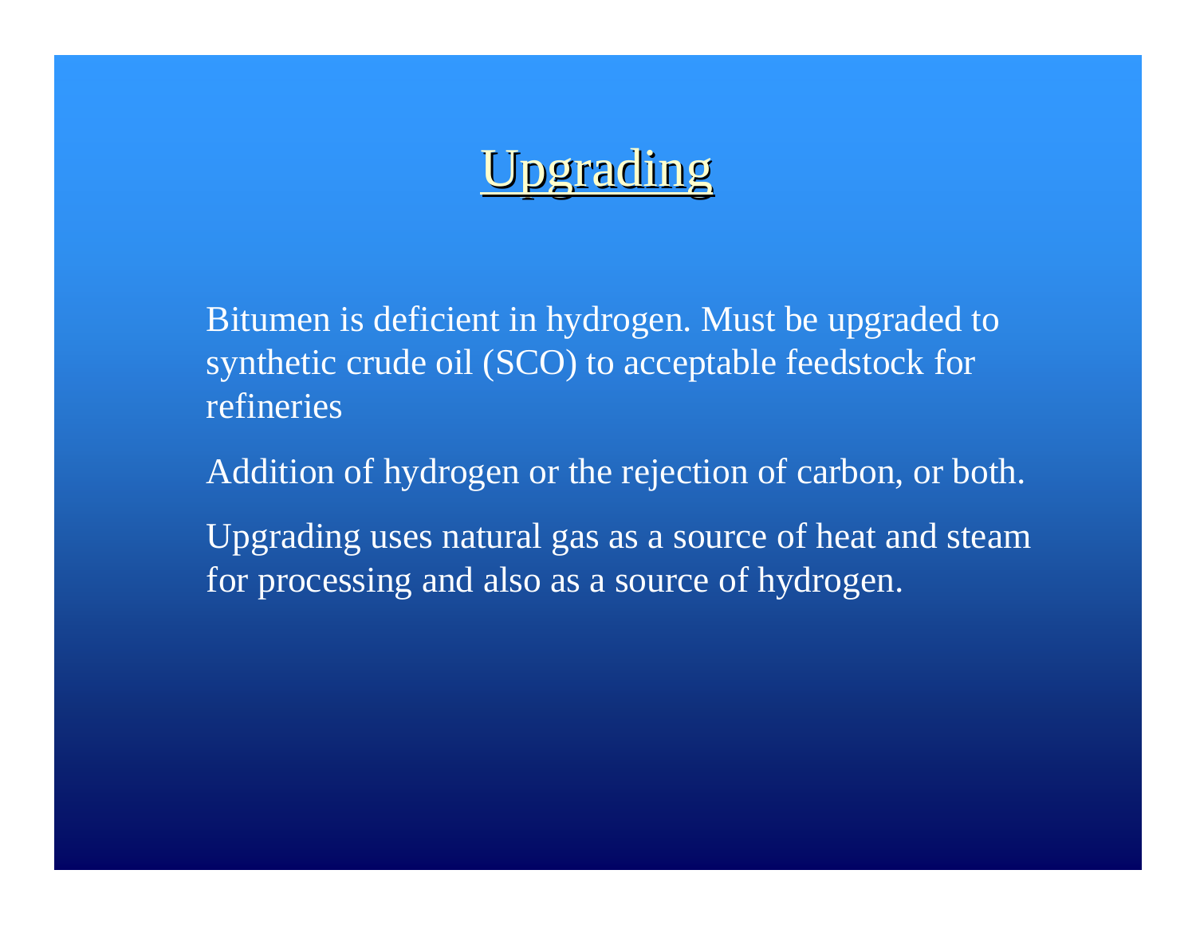# Upgrading

Bitumen is deficient in hydrogen. Must be upgraded to synthetic crude oil (SCO) to acceptable feedstock for refineries

Addition of hydrogen or the rejection of carbon, or both.

Upgrading uses natural gas as a source of heat and steam for processing and also as a source of hydrogen.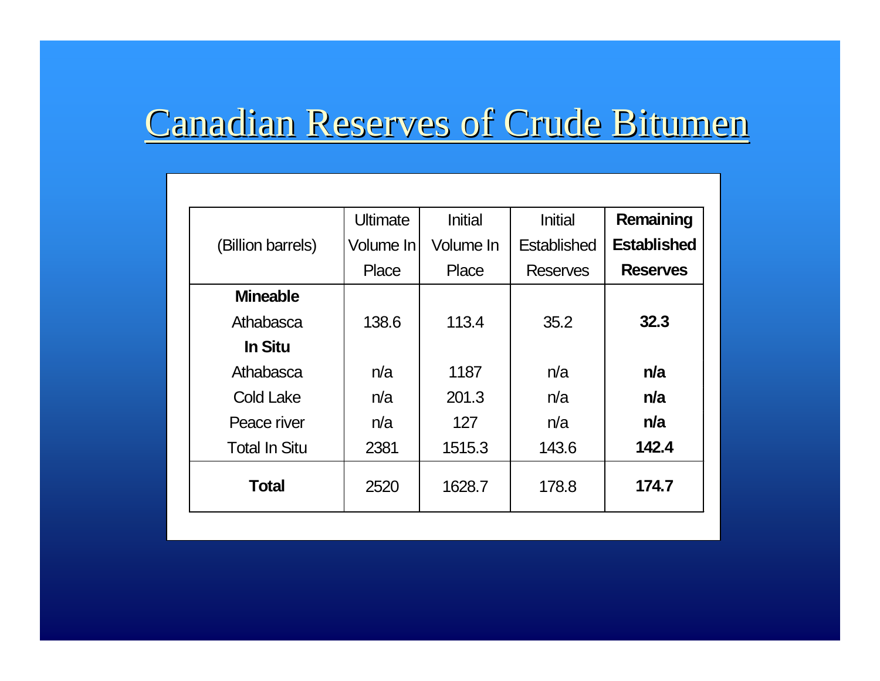# Canadian Reserves of Crude Bitumen

| (Billion barrels) | Ultimate Volume In Place | Initial Volume In Place | Initial Established Reserves | **Remaining Established Reserves** |
|---|---|---|---|---|
| **Mineable** | | | | |
| Athabasca | 138.6 | 113.4 | 35.2 | **32.3** |
| **In Situ** | | | | |
| Athabasca | n/a | 1187 | n/a | **n/a** |
| Cold Lake | n/a | 201.3 | n/a | **n/a** |
| Peace river | n/a | 127 | n/a | **n/a** |
| Total In Situ | 2381 | 1515.3 | 143.6 | **142.4** |
| **Total** | 2520 | 1628.7 | 178.8 | **174.7** |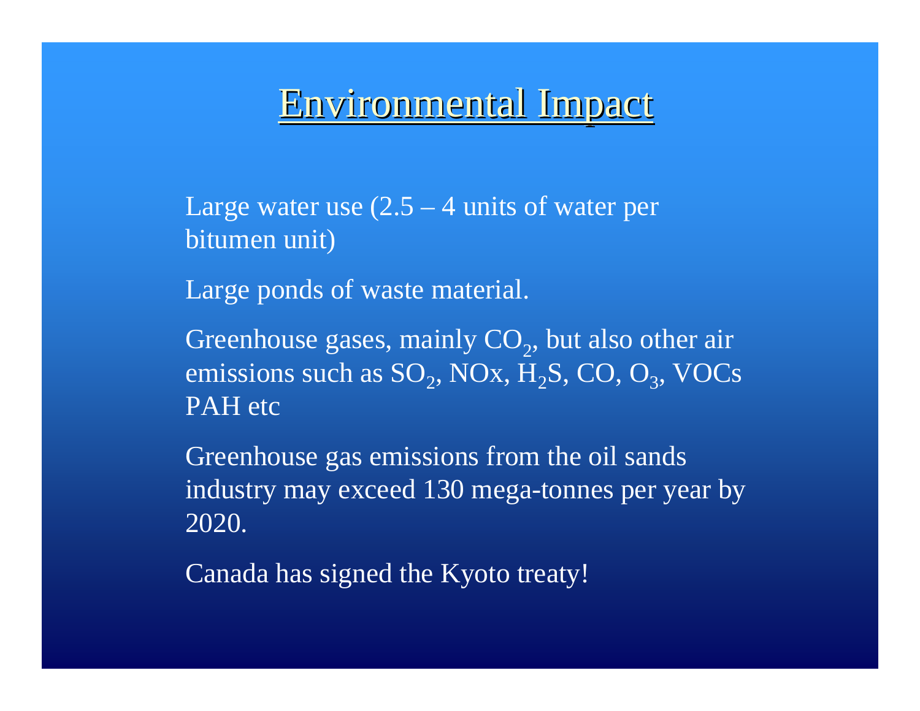# Environmental Impact

Large water use (2.5 – 4 units of water per bitumen unit)

Large ponds of waste material.

Greenhouse gases, mainly $CO_2$, but also other air emissions such as $SO_2$, NOx, $H_2S$, CO, $O_3$, VOCs PAH etc

Greenhouse gas emissions from the oil sands industry may exceed 130 mega-tonnes per year by 2020.

Canada has signed the Kyoto treaty!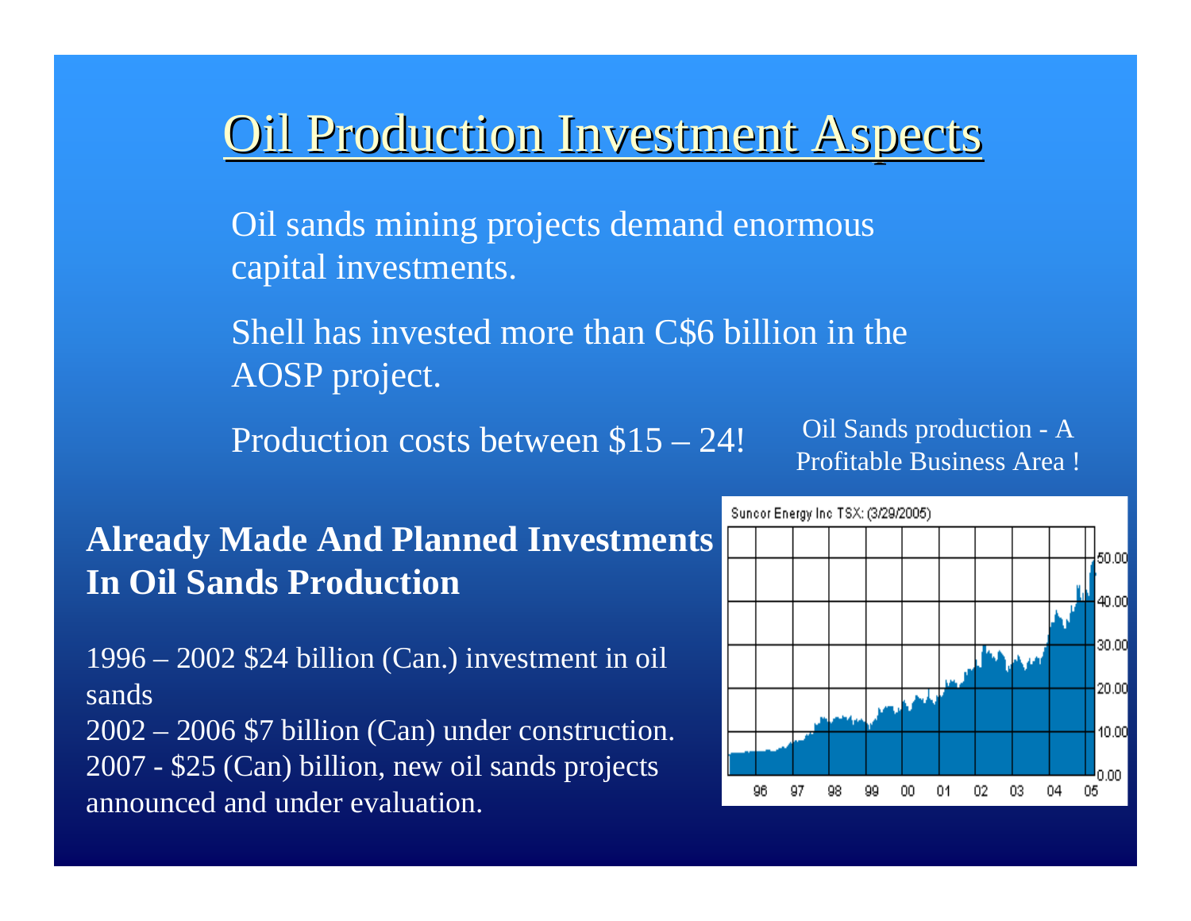# Oil Production Investment Aspects

Oil sands mining projects demand enormous capital investments.

Shell has invested more than C$6 billion in the AOSP project.

Production costs between $15 – 24!

Oil Sands production - A Profitable Business Area !

Suncor Energy Inc TSX: (3/29/2005)

## Already Made And Planned Investments In Oil Sands Production

1996 – 2002 $24 billion (Can.) investment in oil sands
2002 – 2006 $7 billion (Can) under construction.
2007 - $25 (Can) billion, new oil sands projects announced and under evaluation.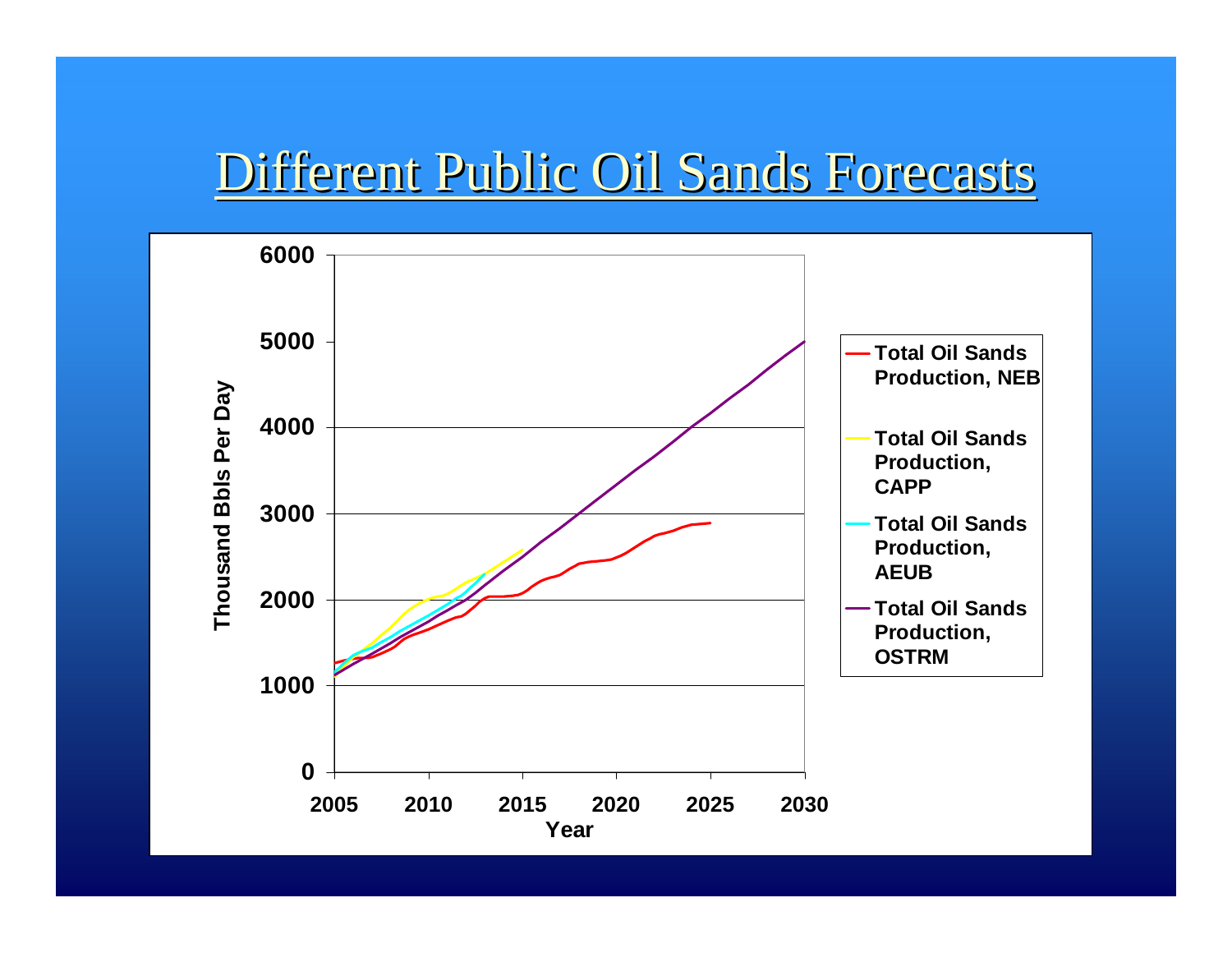# Different Public Oil Sands Forecasts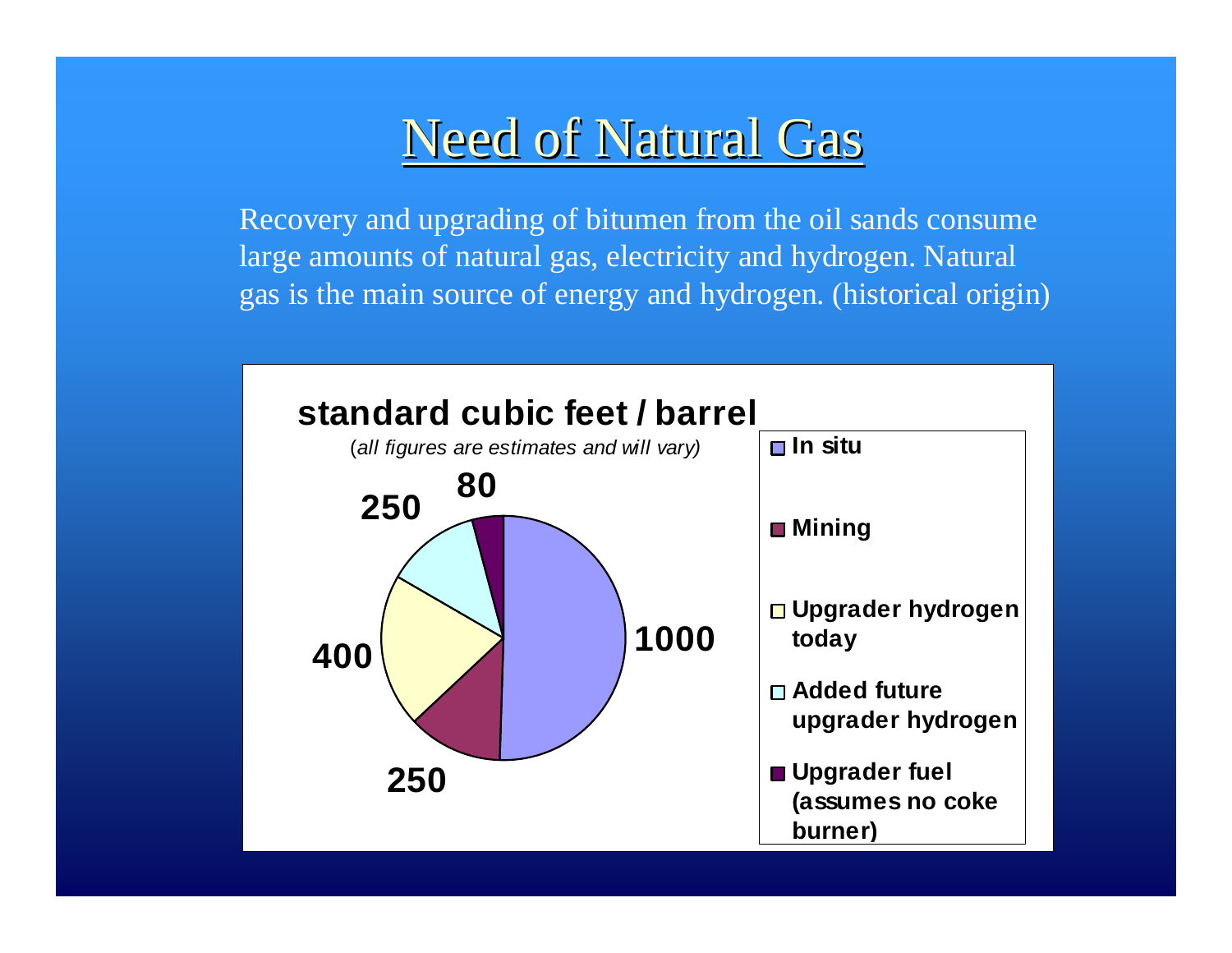# Need of Natural Gas

Recovery and upgrading of bitumen from the oil sands consume large amounts of natural gas, electricity and hydrogen. Natural gas is the main source of energy and hydrogen. (historical origin)

**standard cubic feet / barrel**

(*all figures are estimates and will vary)*

| Category | Value |
|---|---|
| In situ | 1000 |
| Mining | 250 |
| Upgrader hydrogen today | 400 |
| Added future upgrader hydrogen | 250 |
| Upgrader fuel (assumes no coke burner) | 80 |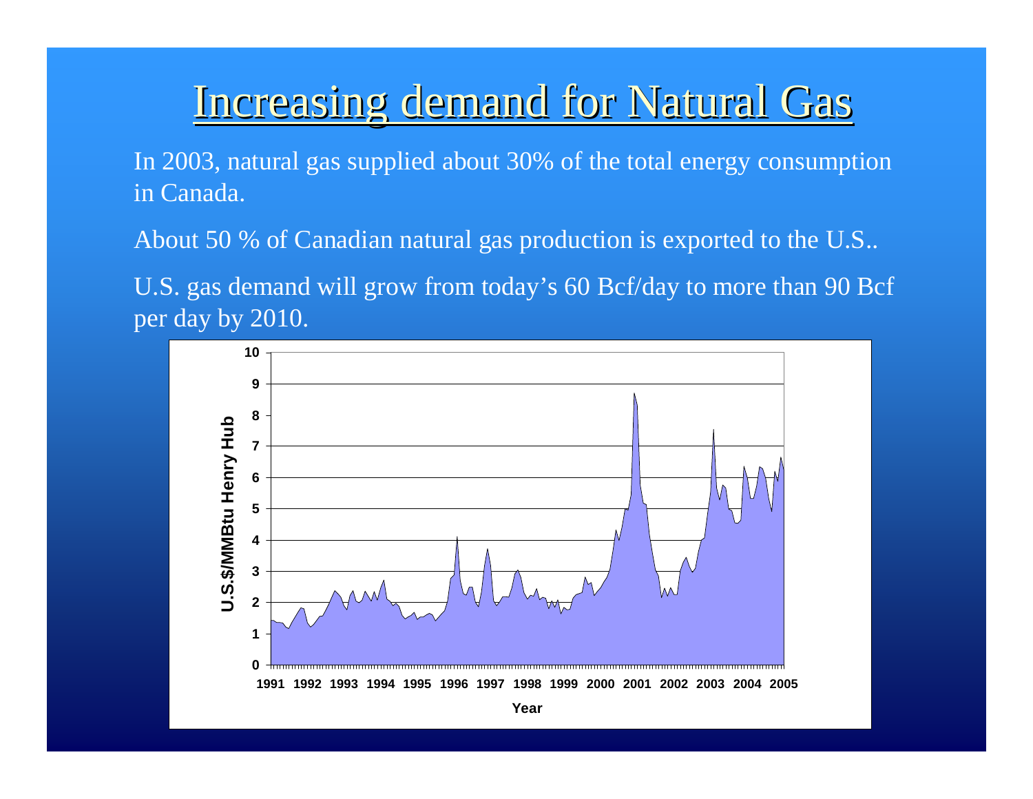# Increasing demand for Natural Gas

In 2003, natural gas supplied about 30% of the total energy consumption in Canada.

About 50 % of Canadian natural gas production is exported to the U.S..

U.S. gas demand will grow from today's 60 Bcf/day to more than 90 Bcf per day by 2010.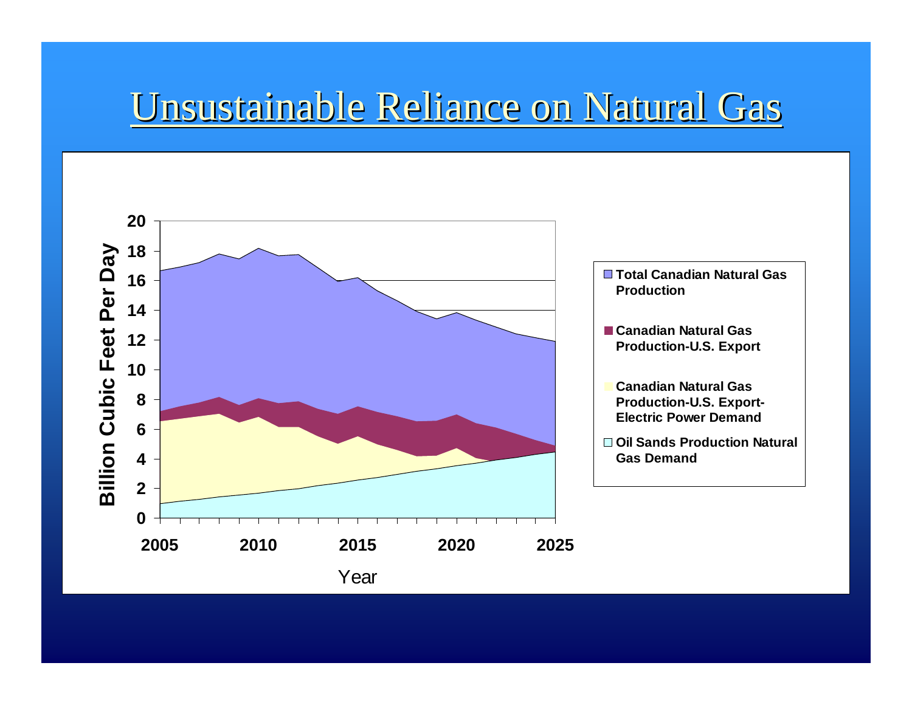# Unsustainable Reliance on Natural Gas

Billion Cubic Feet Per Day

Year

- Total Canadian Natural Gas Production
- Canadian Natural Gas Production-U.S. Export
- Canadian Natural Gas Production-U.S. Export-Electric Power Demand
- Oil Sands Production Natural Gas Demand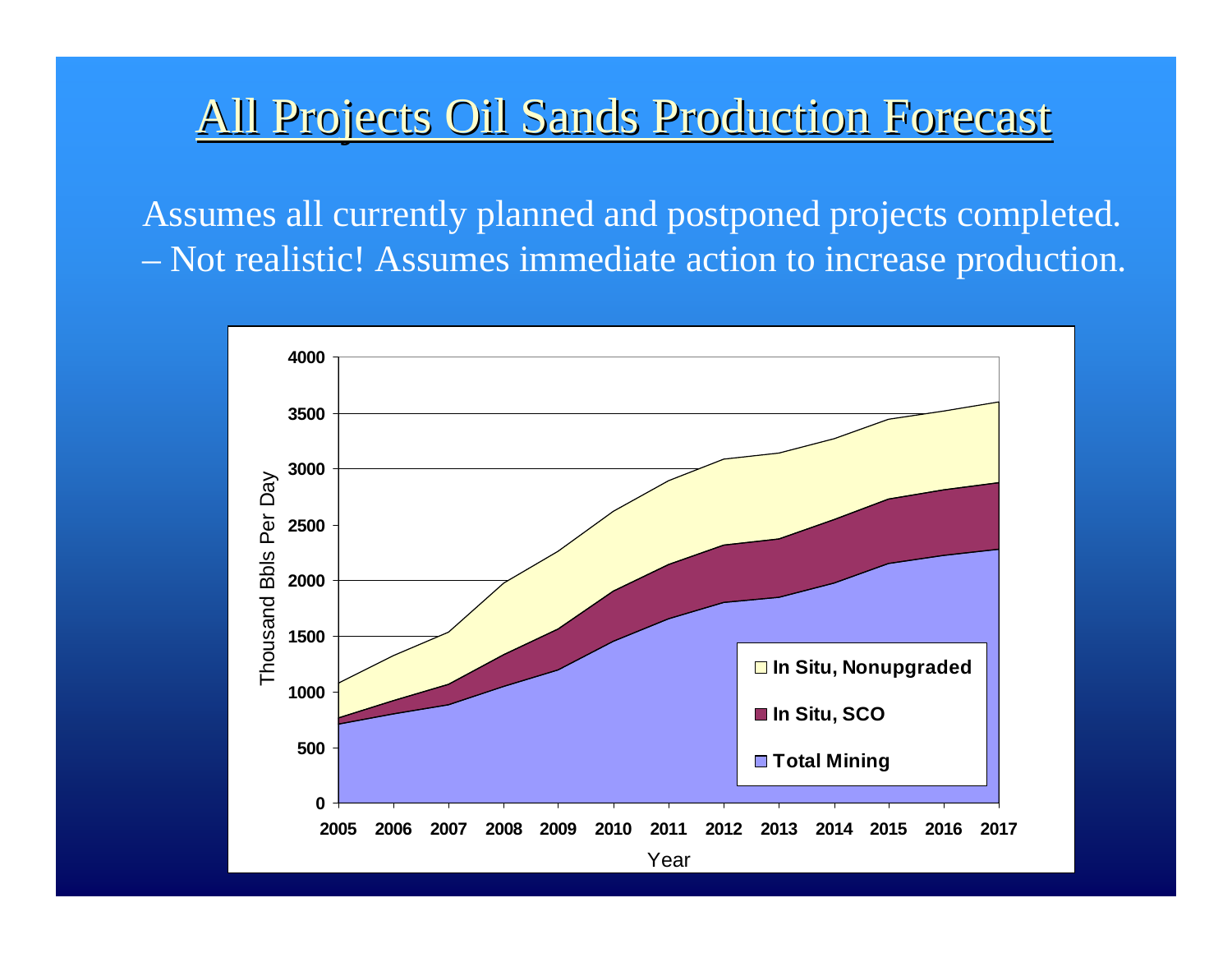# All Projects Oil Sands Production Forecast

Assumes all currently planned and postponed projects completed.
– Not realistic! Assumes immediate action to increase production.

Thousand Bbls Per Day

4000
3500
3000
2500
2000
1500
1000
500
0

2005 2006 2007 2008 2009 2010 2011 2012 2013 2014 2015 2016 2017

Year

- In Situ, Nonupgraded
- In Situ, SCO
- Total Mining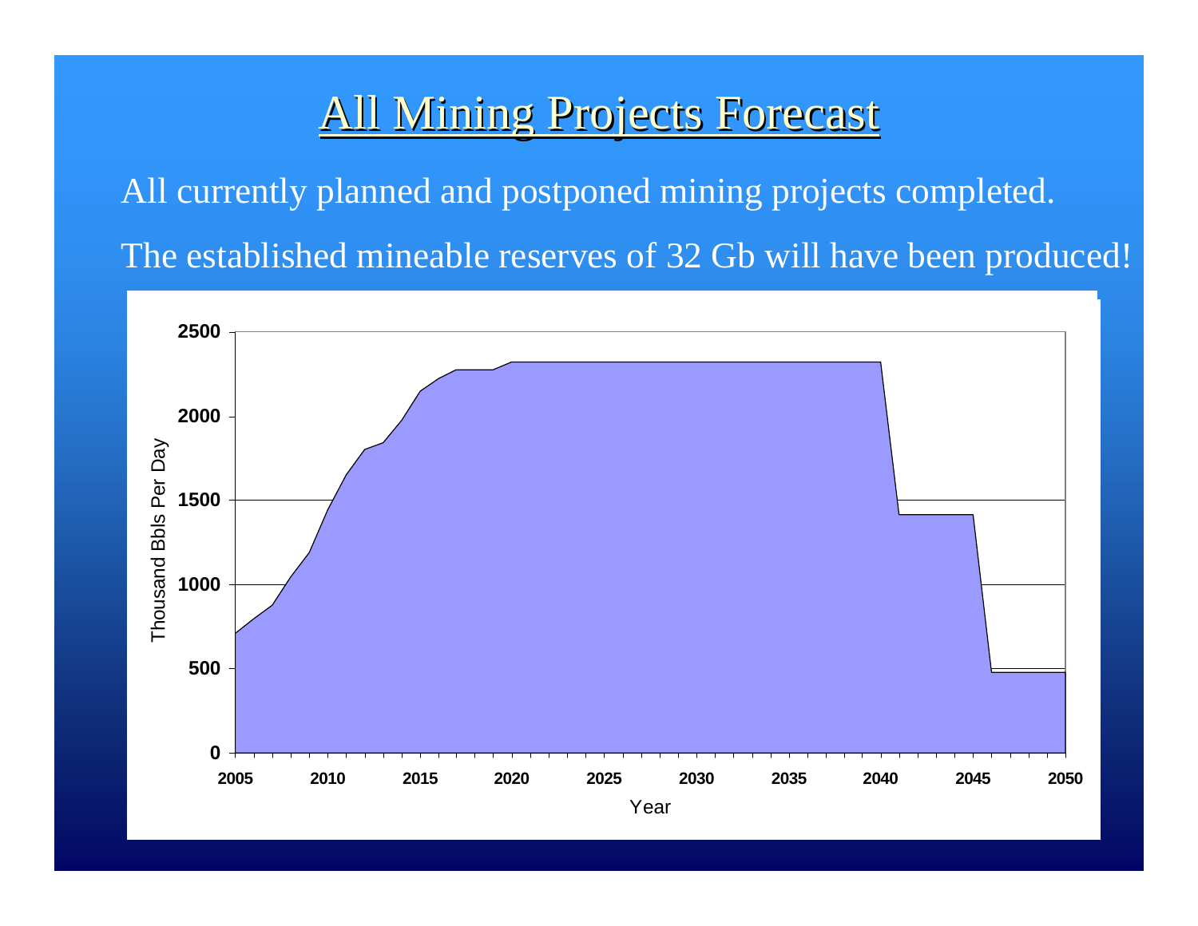# All Mining Projects Forecast

All currently planned and postponed mining projects completed.

The established mineable reserves of 32 Gb will have been produced!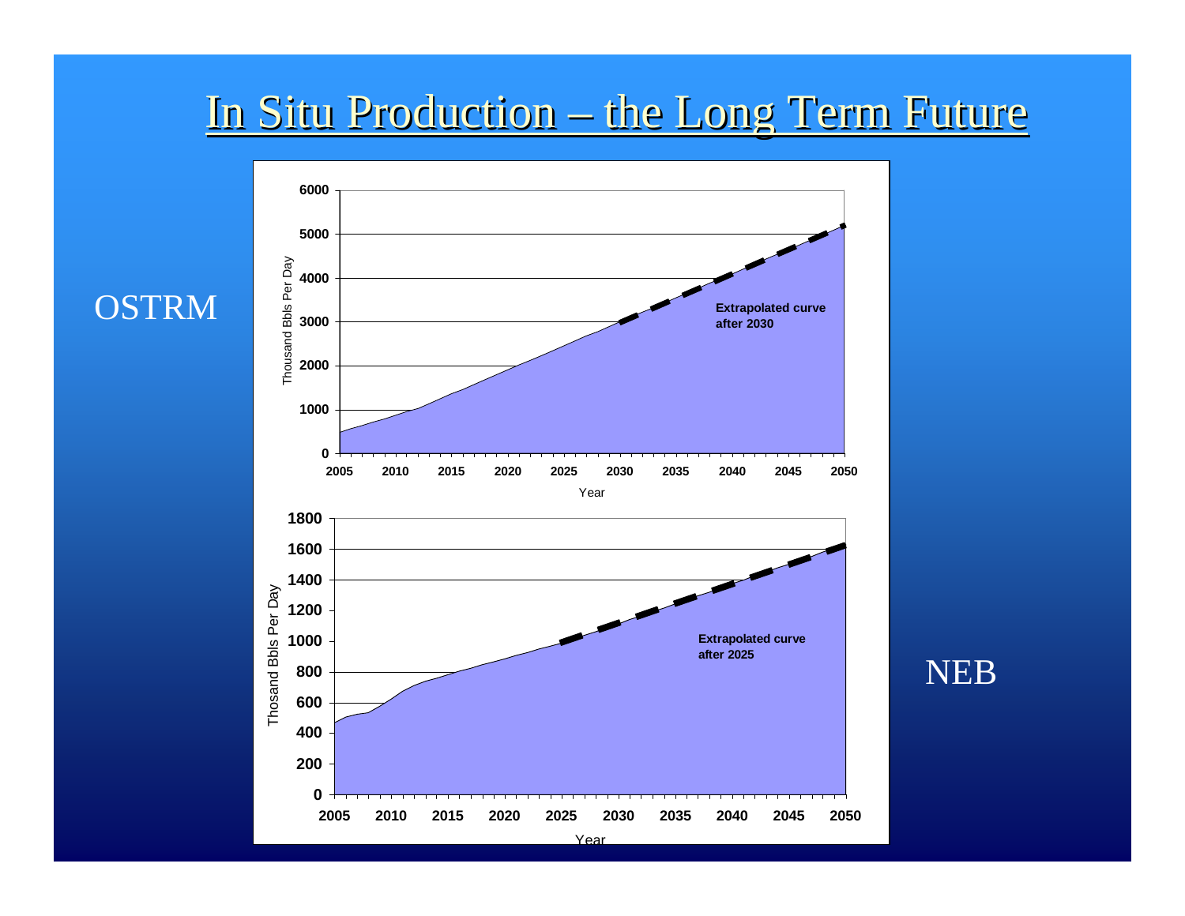# In Situ Production – the Long Term Future

OSTRM

Thousand Bbls Per Day

6000
5000
4000
3000
2000
1000
0

2005 2010 2015 2020 2025 2030 2035 2040 2045 2050

Year

**Extrapolated curve after 2030**

NEB

Thosand Bbls Per Day

1800
1600
1400
1200
1000
800
600
400
200
0

2005 2010 2015 2020 2025 2030 2035 2040 2045 2050

Year

**Extrapolated curve after 2025**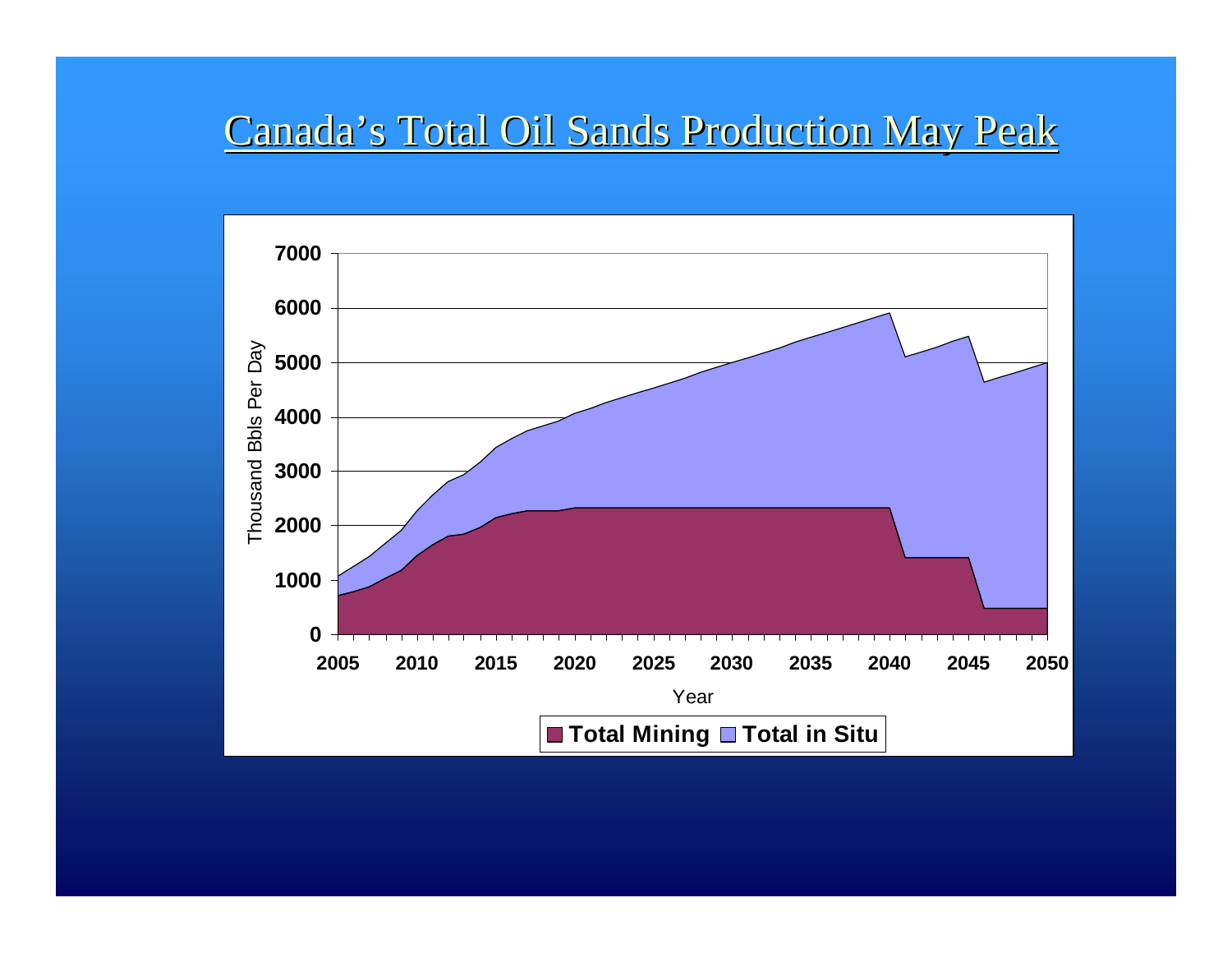# Canada's Total Oil Sands Production May Peak

Thousand Bbls Per Day

7000
6000
5000
4000
3000
2000
1000
0

2005 2010 2015 2020 2025 2030 2035 2040 2045 2050

Year

**Total Mining** **Total in Situ**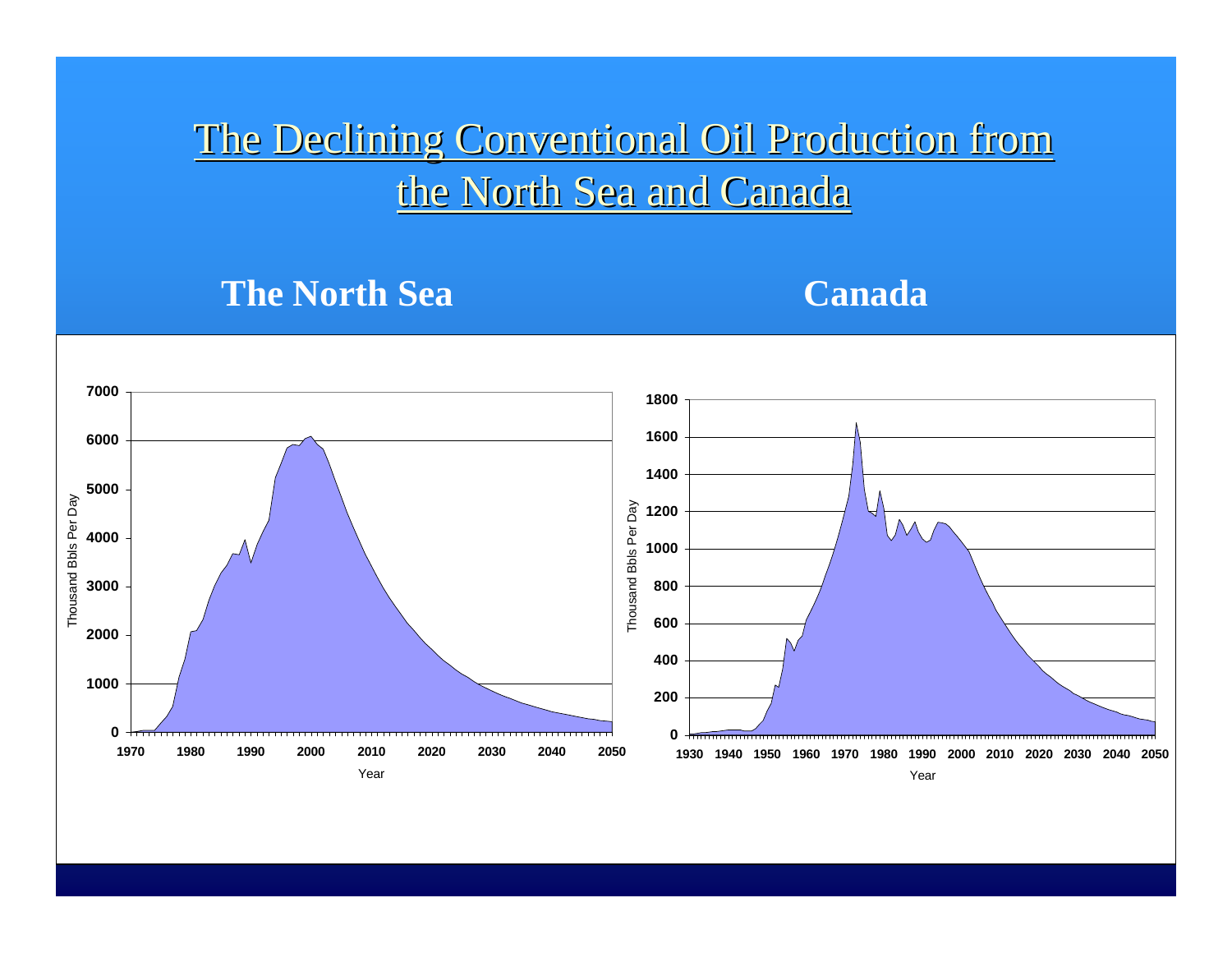# The Declining Conventional Oil Production from the North Sea and Canada

## The North Sea

Thousand Bbls Per Day

7000
6000
5000
4000
3000
2000
1000
0

1970 1980 1990 2000 2010 2020 2030 2040 2050

Year

## Canada

Thousand Bbls Per Day

1800
1600
1400
1200
1000
800
600
400
200
0

1930 1940 1950 1960 1970 1980 1990 2000 2010 2020 2030 2040 2050

Year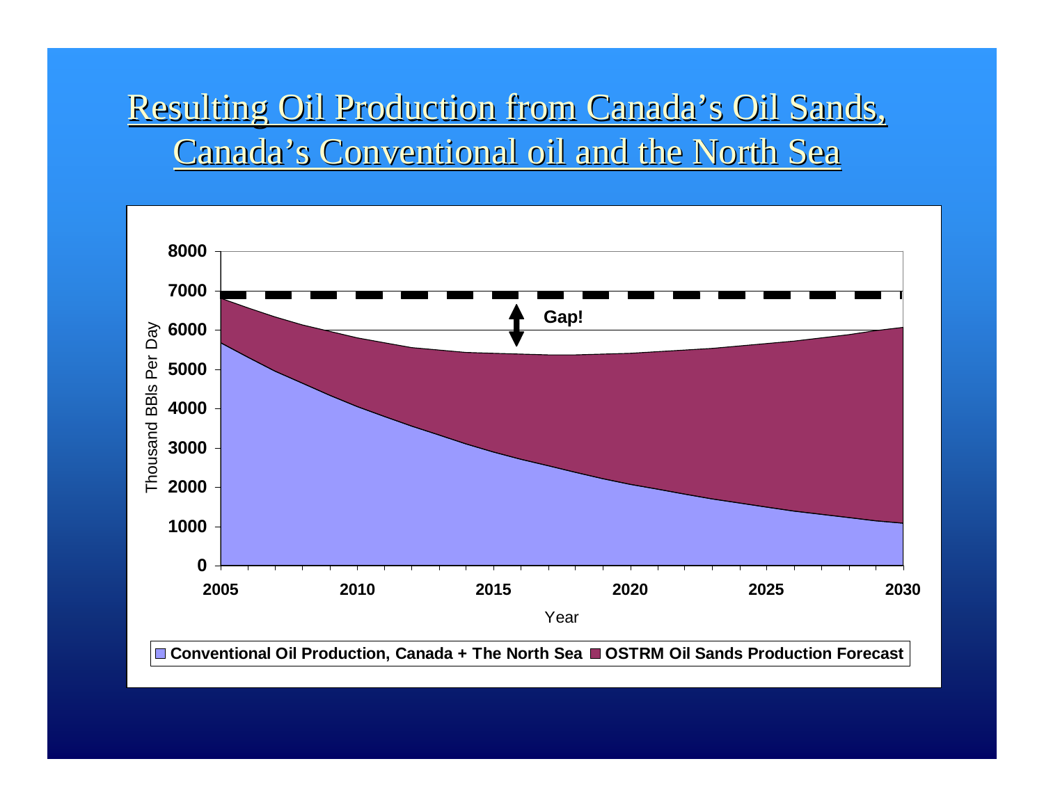# Resulting Oil Production from Canada's Oil Sands, Canada's Conventional oil and the North Sea

Thousand BBls Per Day

8000
7000
6000
5000
4000
3000
2000
1000
0

Gap!

2005 2010 2015 2020 2025 2030

Year

Conventional Oil Production, Canada + The North Sea | OSTRM Oil Sands Production Forecast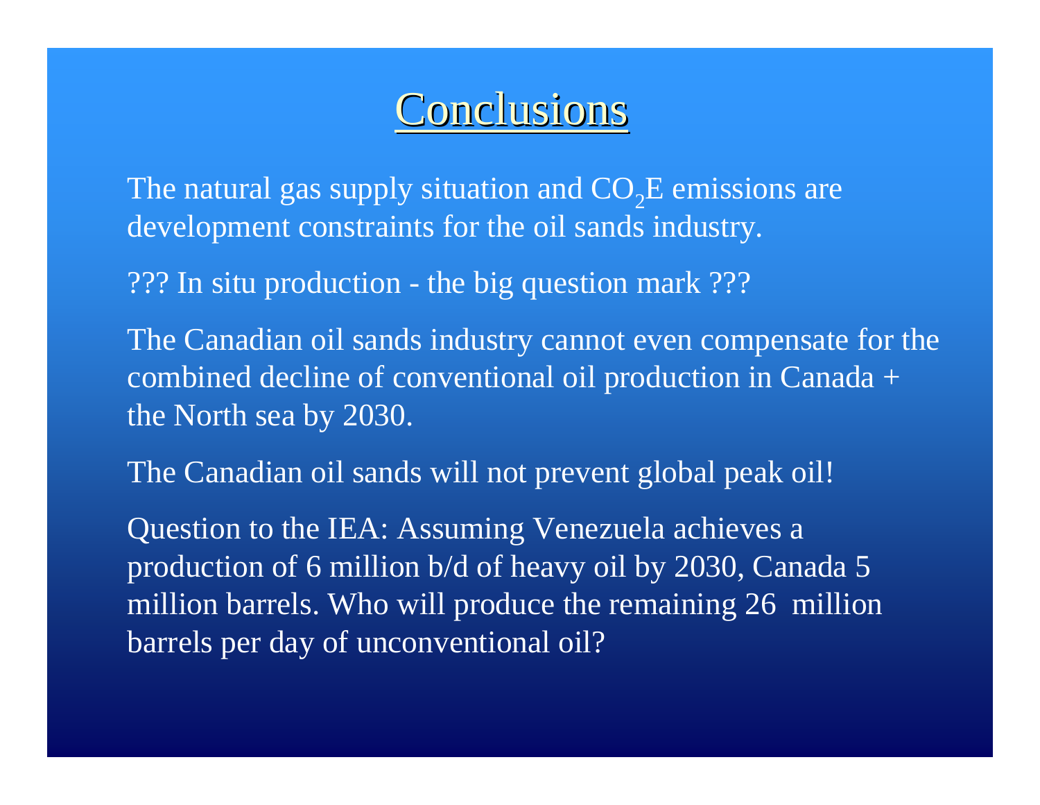# Conclusions

The natural gas supply situation and $CO_2E$ emissions are development constraints for the oil sands industry.

??? In situ production - the big question mark ???

The Canadian oil sands industry cannot even compensate for the combined decline of conventional oil production in Canada + the North sea by 2030.

The Canadian oil sands will not prevent global peak oil!

Question to the IEA: Assuming Venezuela achieves a production of 6 million b/d of heavy oil by 2030, Canada 5 million barrels. Who will produce the remaining 26 million barrels per day of unconventional oil?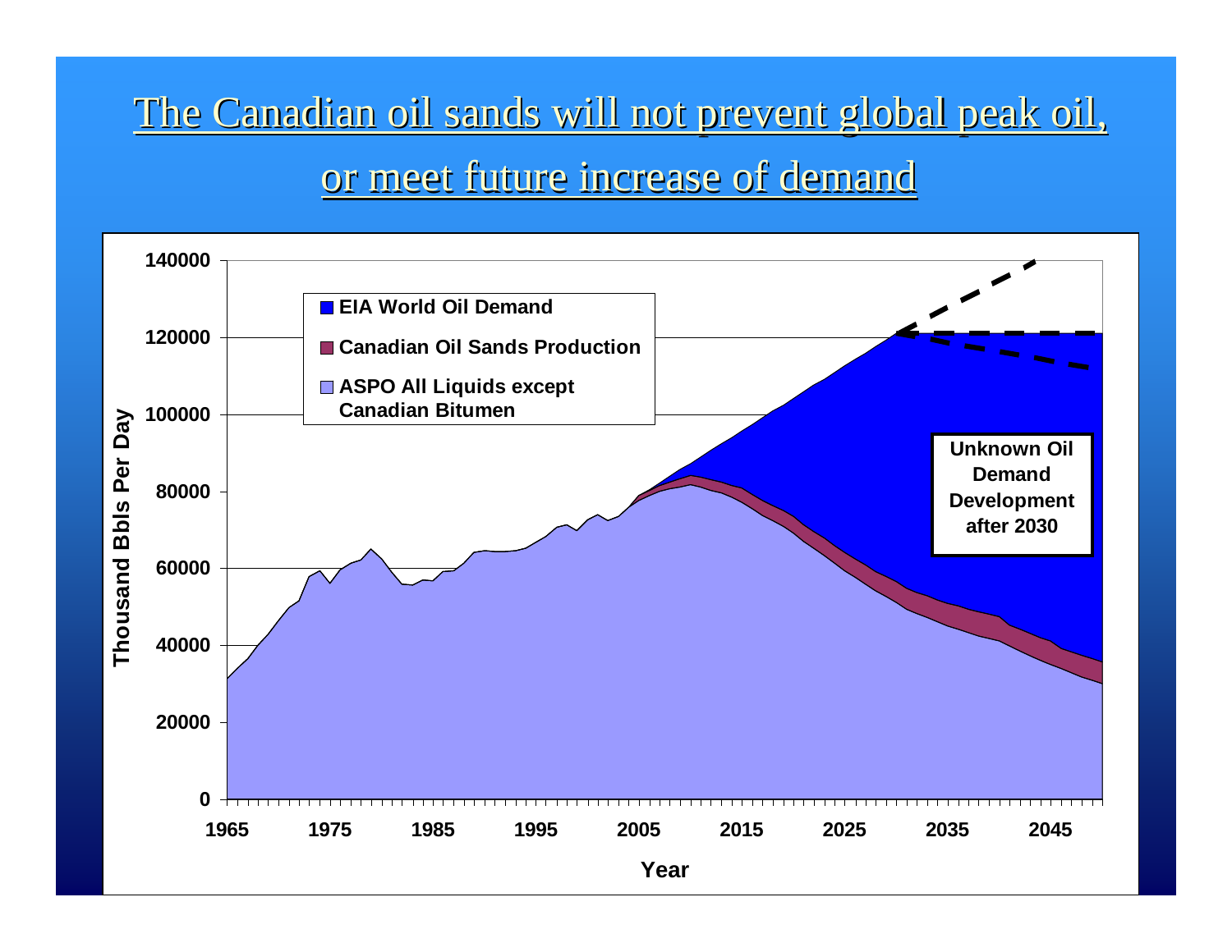# The Canadian oil sands will not prevent global peak oil, or meet future increase of demand

EIA World Oil Demand

Canadian Oil Sands Production

ASPO All Liquids except Canadian Bitumen

Unknown Oil Demand Development after 2030

Thousand Bbls Per Day

140000
120000
100000
80000
60000
40000
20000
0

1965
1975
1985
1995
2005
2015
2025
2035
2045

Year